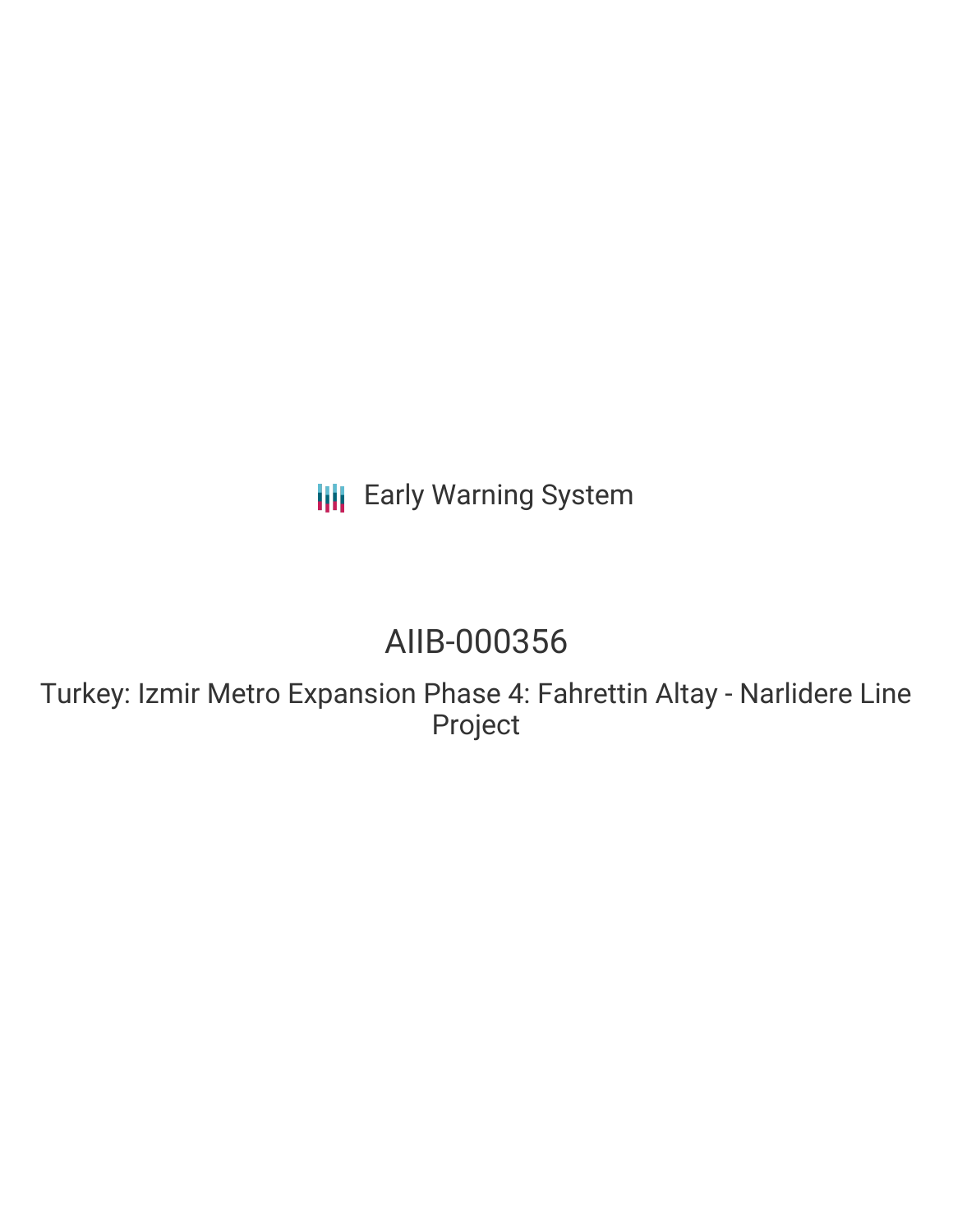Early Warning System

# AIIB-000356

## Turkey: Izmir Metro Expansion Phase 4: Fahrettin Altay - Narlidere Line Project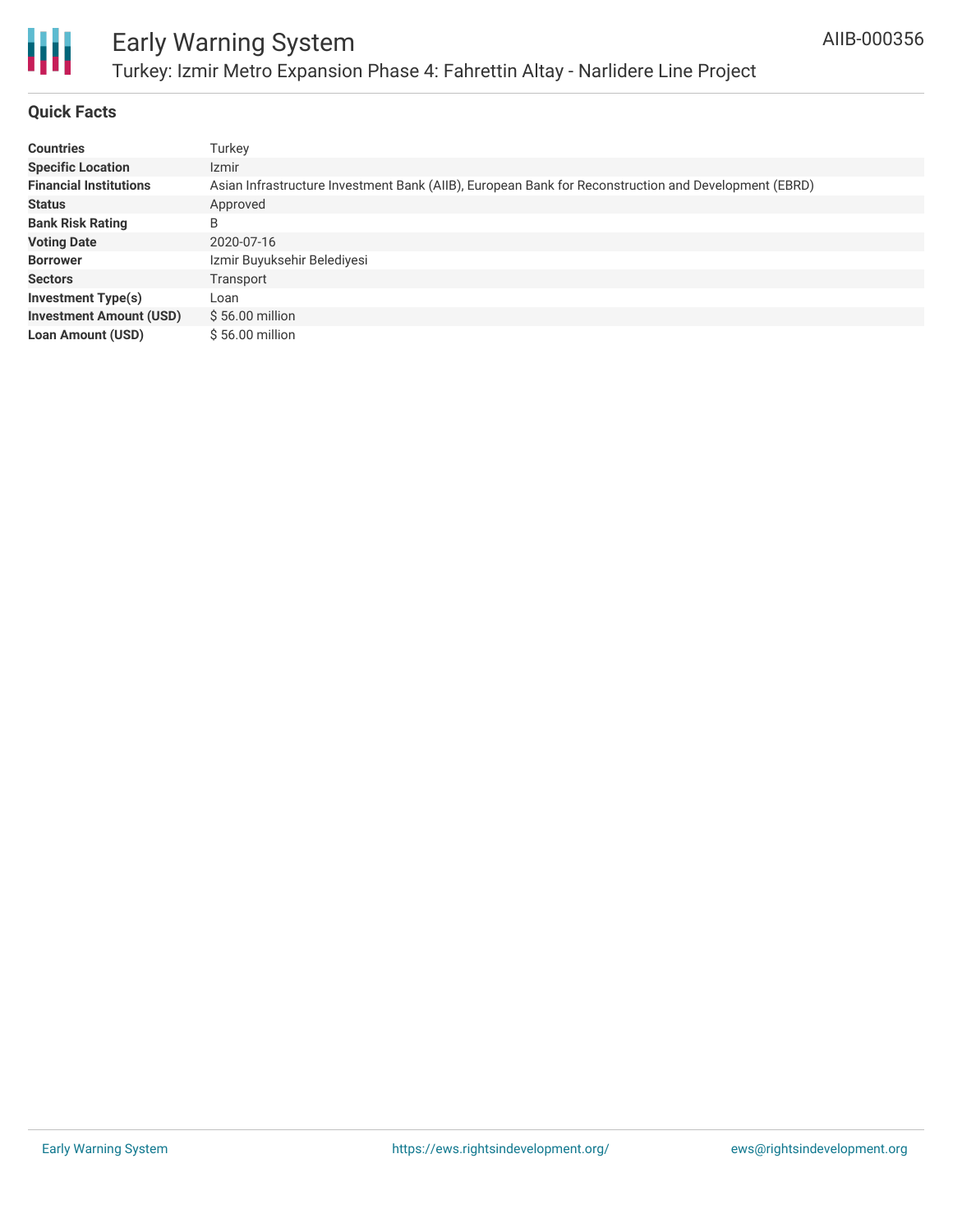## Quick Facts

| | |
|---|---|
| **Countries** | Turkey |
| **Specific Location** | Izmir |
| **Financial Institutions** | Asian Infrastructure Investment Bank (AIIB), European Bank for Reconstruction and Development (EBRD) |
| **Status** | Approved |
| **Bank Risk Rating** | B |
| **Voting Date** | 2020-07-16 |
| **Borrower** | Izmir Buyuksehir Belediyesi |
| **Sectors** | Transport |
| **Investment Type(s)** | Loan |
| **Investment Amount (USD)** | $ 56.00 million |
| **Loan Amount (USD)** | $ 56.00 million |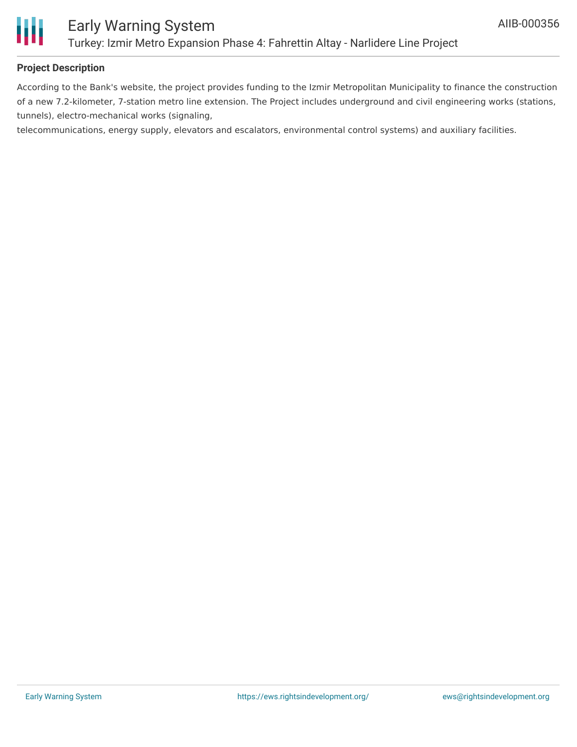### Project Description

According to the Bank's website, the project provides funding to the Izmir Metropolitan Municipality to finance the construction of a new 7.2-kilometer, 7-station metro line extension. The Project includes underground and civil engineering works (stations, tunnels), electro-mechanical works (signaling,
telecommunications, energy supply, elevators and escalators, environmental control systems) and auxiliary facilities.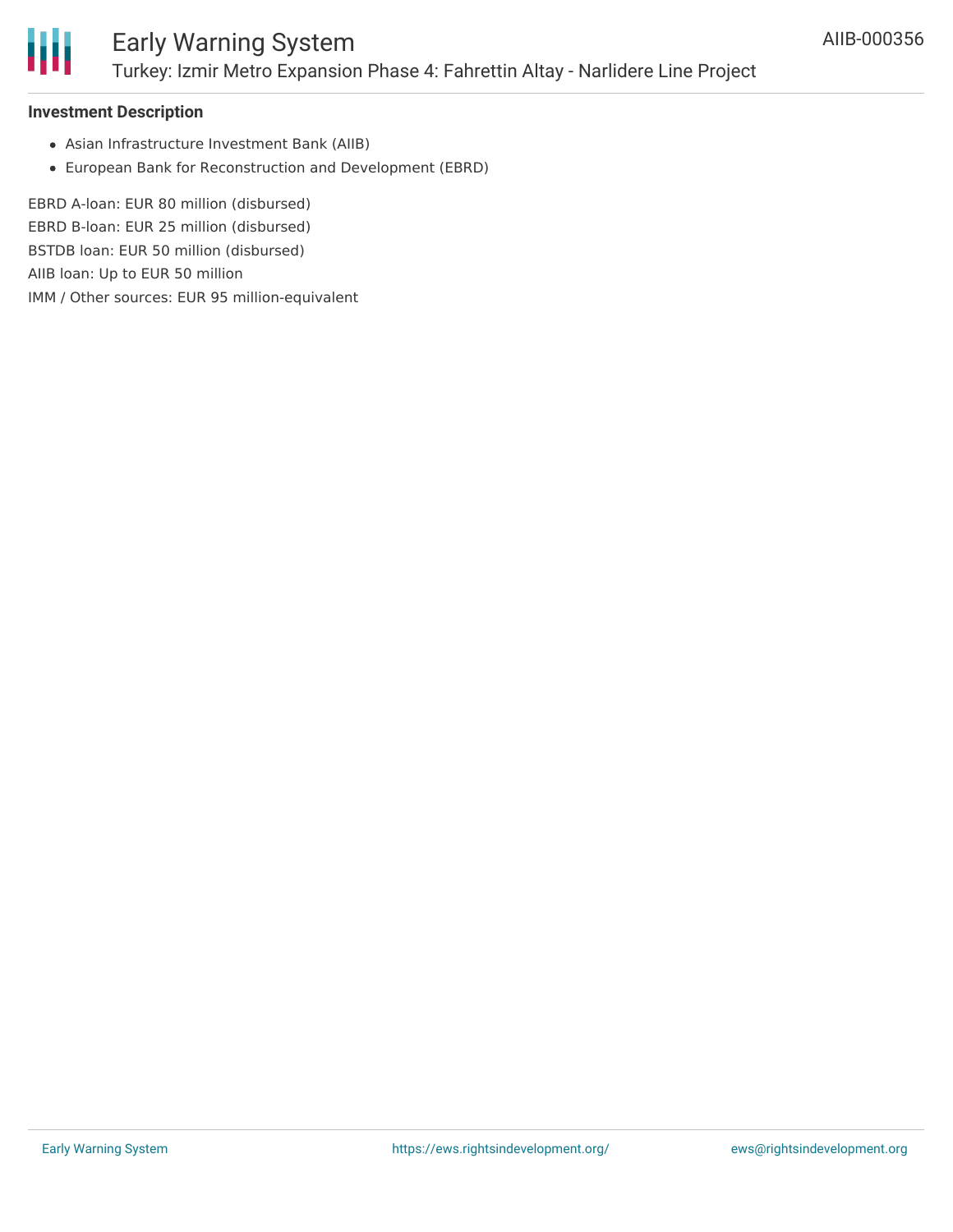**Investment Description**

- Asian Infrastructure Investment Bank (AIIB)
- European Bank for Reconstruction and Development (EBRD)

EBRD A-loan: EUR 80 million (disbursed)
EBRD B-loan: EUR 25 million (disbursed)
BSTDB loan: EUR 50 million (disbursed)
AIIB loan: Up to EUR 50 million
IMM / Other sources: EUR 95 million-equivalent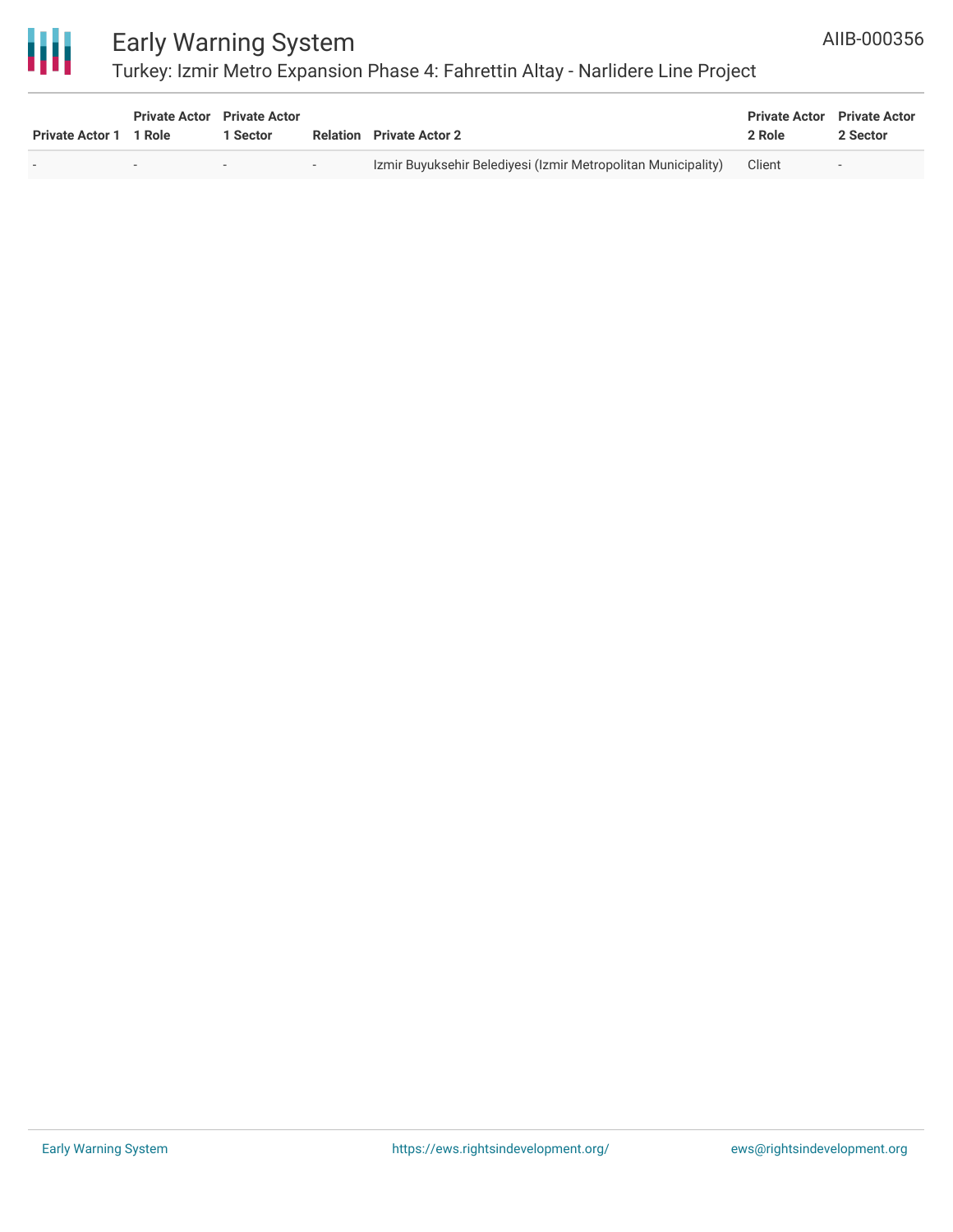| Private Actor 1 | Private Actor 1 Role | Private Actor 1 Sector | Relation | Private Actor 2 | Private Actor 2 Role | Private Actor 2 Sector |
|---|---|---|---|---|---|---|
| - | - | - | - | Izmir Buyuksehir Belediyesi (Izmir Metropolitan Municipality) | Client | - |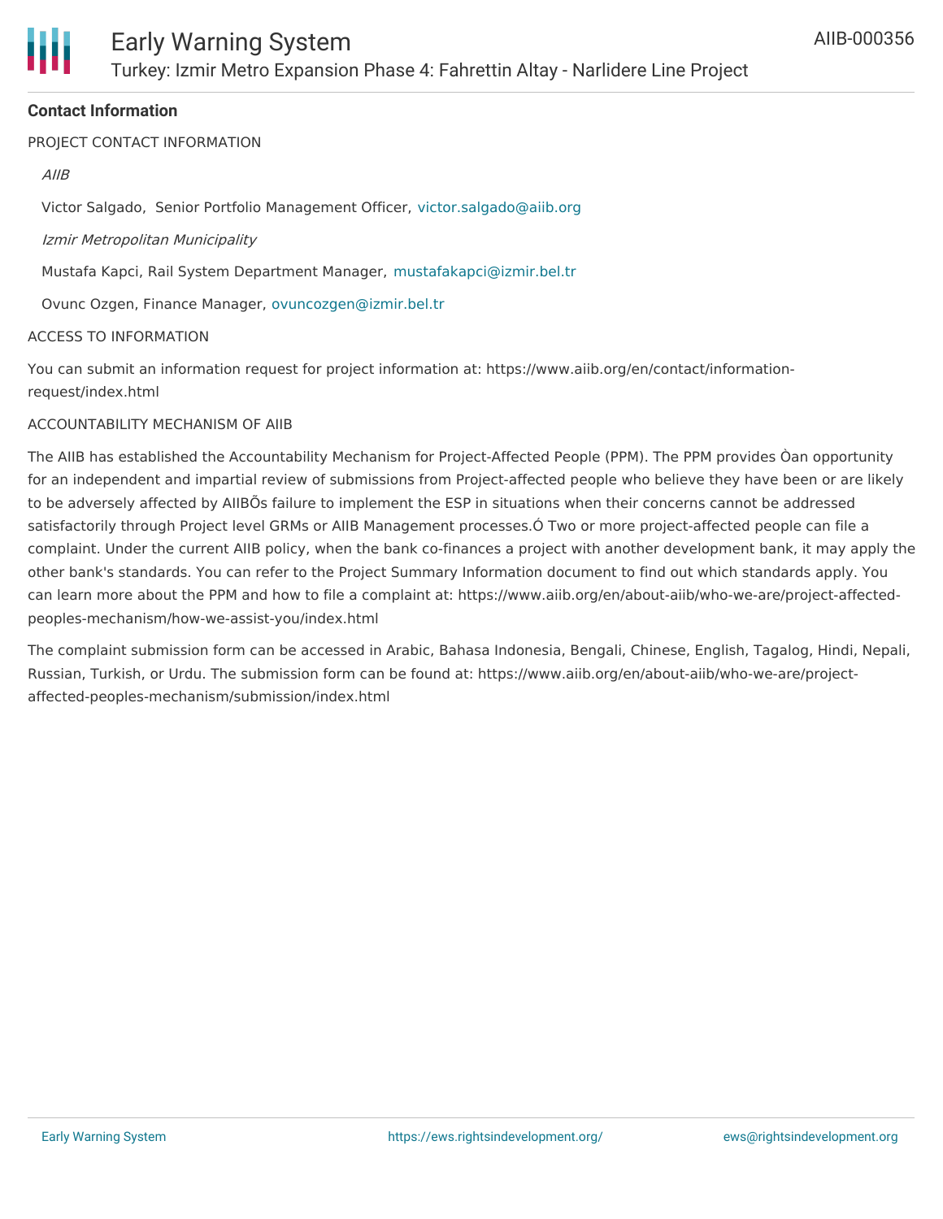**Contact Information**

PROJECT CONTACT INFORMATION

*AIIB*

Victor Salgado, Senior Portfolio Management Officer, victor.salgado@aiib.org

*Izmir Metropolitan Municipality*

Mustafa Kapci, Rail System Department Manager, mustafakapci@izmir.bel.tr

Ovunc Ozgen, Finance Manager, ovuncozgen@izmir.bel.tr

ACCESS TO INFORMATION

You can submit an information request for project information at: https://www.aiib.org/en/contact/information-request/index.html

ACCOUNTABILITY MECHANISM OF AIIB

The AIIB has established the Accountability Mechanism for Project-Affected People (PPM). The PPM provides Òan opportunity for an independent and impartial review of submissions from Project-affected people who believe they have been or are likely to be adversely affected by AIIBÕs failure to implement the ESP in situations when their concerns cannot be addressed satisfactorily through Project level GRMs or AIIB Management processes.Ó Two or more project-affected people can file a complaint. Under the current AIIB policy, when the bank co-finances a project with another development bank, it may apply the other bank's standards. You can refer to the Project Summary Information document to find out which standards apply. You can learn more about the PPM and how to file a complaint at: https://www.aiib.org/en/about-aiib/who-we-are/project-affected-peoples-mechanism/how-we-assist-you/index.html

The complaint submission form can be accessed in Arabic, Bahasa Indonesia, Bengali, Chinese, English, Tagalog, Hindi, Nepali, Russian, Turkish, or Urdu. The submission form can be found at: https://www.aiib.org/en/about-aiib/who-we-are/project-affected-peoples-mechanism/submission/index.html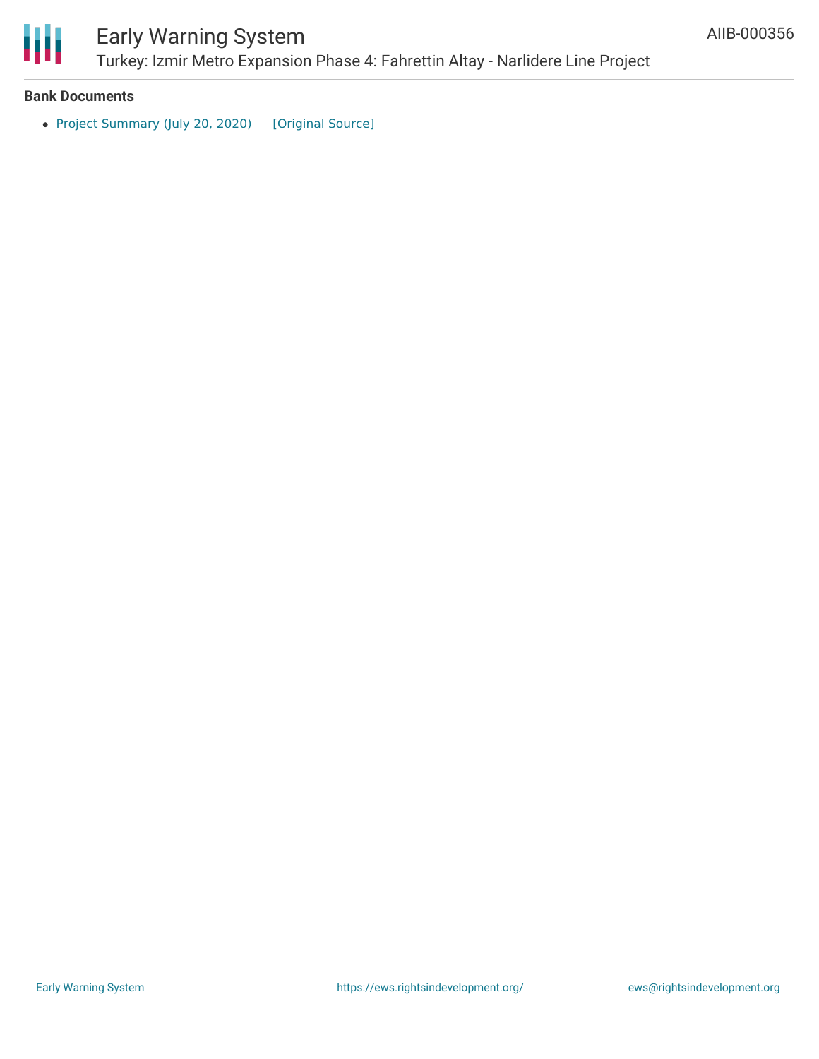## Bank Documents

- Project Summary (July 20, 2020) [Original Source]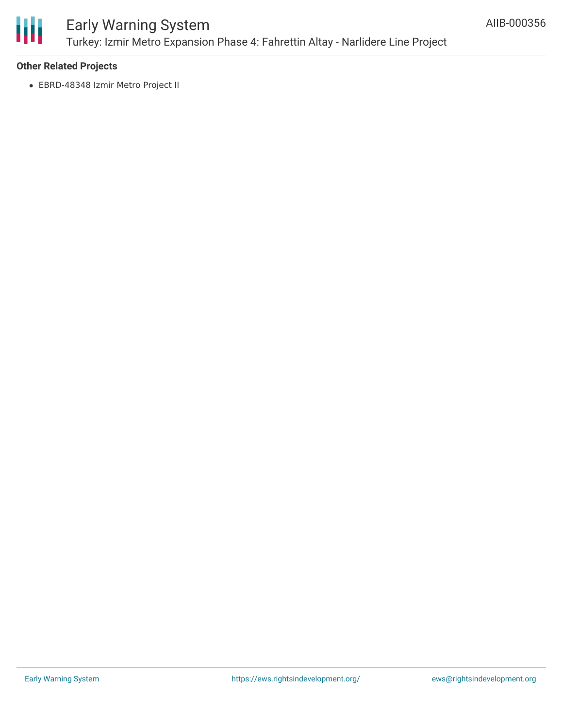**Other Related Projects**

- EBRD-48348 Izmir Metro Project II